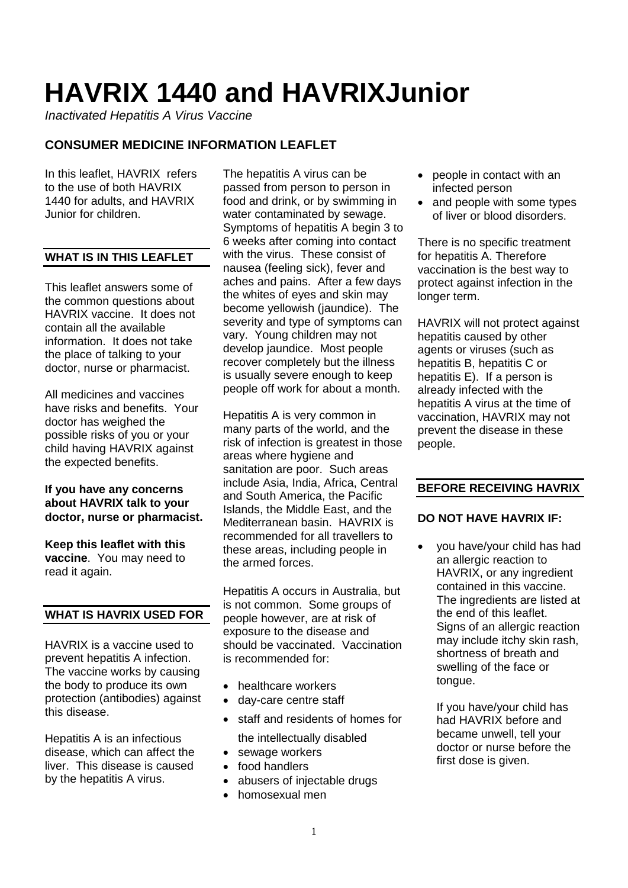# HAVRIX 1440 and HAVRIXJunior

*Inactivated Hepatitis A Virus Vaccine*

## CONSUMER MEDICINE INFORMATION LEAFLET

In this leaflet, HAVRIX refers to the use of both HAVRIX 1440 for adults, and HAVRIX Junior for children.

### WHAT IS IN THIS LEAFLET

This leaflet answers some of the common questions about HAVRIX vaccine. It does not contain all the available information. It does not take the place of talking to your doctor, nurse or pharmacist.

All medicines and vaccines have risks and benefits. Your doctor has weighed the possible risks of you or your child having HAVRIX against the expected benefits.

**If you have any concerns about HAVRIX talk to your doctor, nurse or pharmacist.**

**Keep this leaflet with this vaccine**. You may need to read it again.

### WHAT IS HAVRIX USED FOR

HAVRIX is a vaccine used to prevent hepatitis A infection. The vaccine works by causing the body to produce its own protection (antibodies) against this disease.

Hepatitis A is an infectious disease, which can affect the liver. This disease is caused by the hepatitis A virus.

The hepatitis A virus can be passed from person to person in food and drink, or by swimming in water contaminated by sewage. Symptoms of hepatitis A begin 3 to 6 weeks after coming into contact with the virus. These consist of nausea (feeling sick), fever and aches and pains. After a few days the whites of eyes and skin may become yellowish (jaundice). The severity and type of symptoms can vary. Young children may not develop jaundice. Most people recover completely but the illness is usually severe enough to keep people off work for about a month.

Hepatitis A is very common in many parts of the world, and the risk of infection is greatest in those areas where hygiene and sanitation are poor. Such areas include Asia, India, Africa, Central and South America, the Pacific Islands, the Middle East, and the Mediterranean basin. HAVRIX is recommended for all travellers to these areas, including people in the armed forces.

Hepatitis A occurs in Australia, but is not common. Some groups of people however, are at risk of exposure to the disease and should be vaccinated. Vaccination is recommended for:

- healthcare workers
- day-care centre staff
- staff and residents of homes for the intellectually disabled
- sewage workers
- food handlers
- abusers of injectable drugs
- homosexual men
- people in contact with an infected person
- and people with some types of liver or blood disorders.

There is no specific treatment for hepatitis A. Therefore vaccination is the best way to protect against infection in the longer term.

HAVRIX will not protect against hepatitis caused by other agents or viruses (such as hepatitis B, hepatitis C or hepatitis E). If a person is already infected with the hepatitis A virus at the time of vaccination, HAVRIX may not prevent the disease in these people.

### BEFORE RECEIVING HAVRIX

#### DO NOT HAVE HAVRIX IF:

- you have/your child has had an allergic reaction to HAVRIX, or any ingredient contained in this vaccine. The ingredients are listed at the end of this leaflet. Signs of an allergic reaction may include itchy skin rash, shortness of breath and swelling of the face or tongue.

  If you have/your child has had HAVRIX before and became unwell, tell your doctor or nurse before the first dose is given.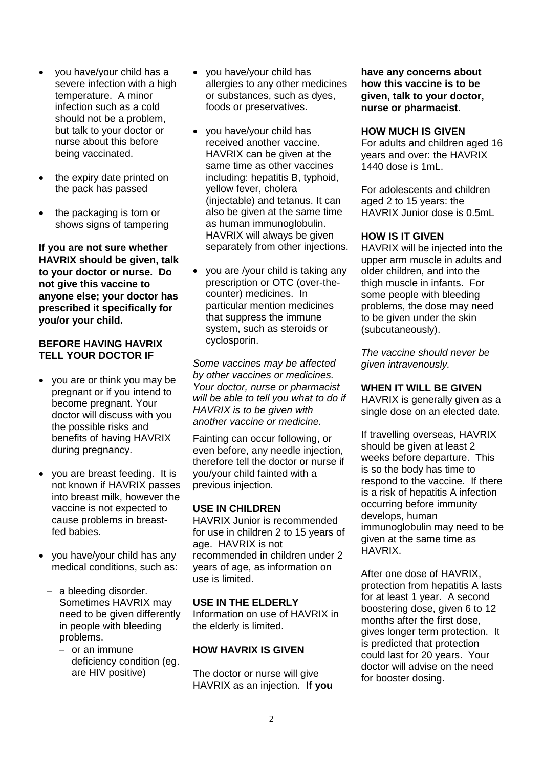- you have/your child has a severe infection with a high temperature. A minor infection such as a cold should not be a problem, but talk to your doctor or nurse about this before being vaccinated.
- the expiry date printed on the pack has passed
- the packaging is torn or shows signs of tampering

**If you are not sure whether HAVRIX should be given, talk to your doctor or nurse. Do not give this vaccine to anyone else; your doctor has prescribed it specifically for you/or your child.**

**BEFORE HAVING HAVRIX TELL YOUR DOCTOR IF**

- you are or think you may be pregnant or if you intend to become pregnant. Your doctor will discuss with you the possible risks and benefits of having HAVRIX during pregnancy.
- you are breast feeding. It is not known if HAVRIX passes into breast milk, however the vaccine is not expected to cause problems in breast-fed babies.
- you have/your child has any medical conditions, such as:
  - a bleeding disorder. Sometimes HAVRIX may need to be given differently in people with bleeding problems.
    - or an immune deficiency condition (eg. are HIV positive)
- you have/your child has allergies to any other medicines or substances, such as dyes, foods or preservatives.
- you have/your child has received another vaccine. HAVRIX can be given at the same time as other vaccines including: hepatitis B, typhoid, yellow fever, cholera (injectable) and tetanus. It can also be given at the same time as human immunoglobulin. HAVRIX will always be given separately from other injections.
- you are /your child is taking any prescription or OTC (over-the-counter) medicines. In particular mention medicines that suppress the immune system, such as steroids or cyclosporin.

*Some vaccines may be affected by other vaccines or medicines. Your doctor, nurse or pharmacist will be able to tell you what to do if HAVRIX is to be given with another vaccine or medicine.*

Fainting can occur following, or even before, any needle injection, therefore tell the doctor or nurse if you/your child fainted with a previous injection.

**USE IN CHILDREN**

HAVRIX Junior is recommended for use in children 2 to 15 years of age. HAVRIX is not recommended in children under 2 years of age, as information on use is limited.

**USE IN THE ELDERLY**

Information on use of HAVRIX in the elderly is limited.

**HOW HAVRIX IS GIVEN**

The doctor or nurse will give HAVRIX as an injection. **If you have any concerns about how this vaccine is to be given, talk to your doctor, nurse or pharmacist.**

**HOW MUCH IS GIVEN**

For adults and children aged 16 years and over: the HAVRIX 1440 dose is 1mL.

For adolescents and children aged 2 to 15 years: the HAVRIX Junior dose is 0.5mL

**HOW IS IT GIVEN**

HAVRIX will be injected into the upper arm muscle in adults and older children, and into the thigh muscle in infants. For some people with bleeding problems, the dose may need to be given under the skin (subcutaneously).

*The vaccine should never be given intravenously.*

**WHEN IT WILL BE GIVEN**

HAVRIX is generally given as a single dose on an elected date.

If travelling overseas, HAVRIX should be given at least 2 weeks before departure. This is so the body has time to respond to the vaccine. If there is a risk of hepatitis A infection occurring before immunity develops, human immunoglobulin may need to be given at the same time as HAVRIX.

After one dose of HAVRIX, protection from hepatitis A lasts for at least 1 year. A second boostering dose, given 6 to 12 months after the first dose, gives longer term protection. It is predicted that protection could last for 20 years. Your doctor will advise on the need for booster dosing.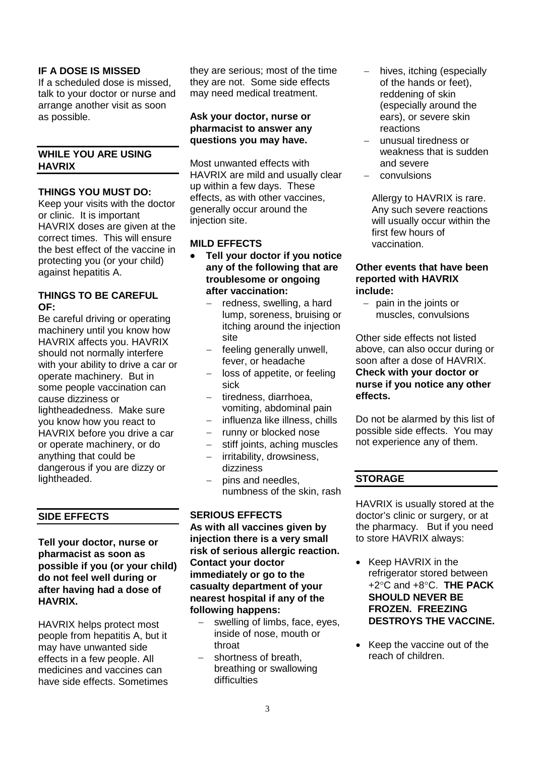### IF A DOSE IS MISSED

If a scheduled dose is missed, talk to your doctor or nurse and arrange another visit as soon as possible.

## WHILE YOU ARE USING HAVRIX

### THINGS YOU MUST DO:

Keep your visits with the doctor or clinic. It is important HAVRIX doses are given at the correct times. This will ensure the best effect of the vaccine in protecting you (or your child) against hepatitis A.

### THINGS TO BE CAREFUL OF:

Be careful driving or operating machinery until you know how HAVRIX affects you. HAVRIX should not normally interfere with your ability to drive a car or operate machinery. But in some people vaccination can cause dizziness or lightheadedness. Make sure you know how you react to HAVRIX before you drive a car or operate machinery, or do anything that could be dangerous if you are dizzy or lightheaded.

## SIDE EFFECTS

**Tell your doctor, nurse or pharmacist as soon as possible if you (or your child) do not feel well during or after having had a dose of HAVRIX.**

HAVRIX helps protect most people from hepatitis A, but it may have unwanted side effects in a few people. All medicines and vaccines can have side effects. Sometimes they are serious; most of the time they are not. Some side effects may need medical treatment.

**Ask your doctor, nurse or pharmacist to answer any questions you may have.**

Most unwanted effects with HAVRIX are mild and usually clear up within a few days. These effects, as with other vaccines, generally occur around the injection site.

### MILD EFFECTS

- **Tell your doctor if you notice any of the following that are troublesome or ongoing after vaccination:**
  - redness, swelling, a hard lump, soreness, bruising or itching around the injection site
  - feeling generally unwell, fever, or headache
  - loss of appetite, or feeling sick
  - tiredness, diarrhoea, vomiting, abdominal pain
  - influenza like illness, chills
  - runny or blocked nose
  - stiff joints, aching muscles
  - irritability, drowsiness, dizziness
  - pins and needles, numbness of the skin, rash

### SERIOUS EFFECTS

**As with all vaccines given by injection there is a very small risk of serious allergic reaction. Contact your doctor immediately or go to the casualty department of your nearest hospital if any of the following happens:**

- swelling of limbs, face, eyes, inside of nose, mouth or throat
- shortness of breath, breathing or swallowing difficulties
- hives, itching (especially of the hands or feet), reddening of skin (especially around the ears), or severe skin reactions
- unusual tiredness or weakness that is sudden and severe
- convulsions

Allergy to HAVRIX is rare. Any such severe reactions will usually occur within the first few hours of vaccination.

**Other events that have been reported with HAVRIX include:**

- pain in the joints or muscles, convulsions

Other side effects not listed above, can also occur during or soon after a dose of HAVRIX. **Check with your doctor or nurse if you notice any other effects.**

Do not be alarmed by this list of possible side effects. You may not experience any of them.

## STORAGE

HAVRIX is usually stored at the doctor's clinic or surgery, or at the pharmacy. But if you need to store HAVRIX always:

- Keep HAVRIX in the refrigerator stored between +2°C and +8°C. **THE PACK SHOULD NEVER BE FROZEN. FREEZING DESTROYS THE VACCINE.**
- Keep the vaccine out of the reach of children.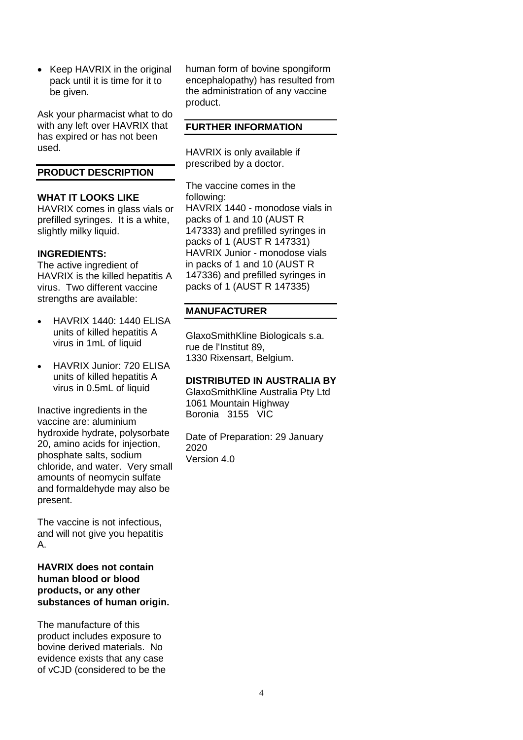- Keep HAVRIX in the original pack until it is time for it to be given.

Ask your pharmacist what to do with any left over HAVRIX that has expired or has not been used.

## PRODUCT DESCRIPTION

### WHAT IT LOOKS LIKE

HAVRIX comes in glass vials or prefilled syringes. It is a white, slightly milky liquid.

### INGREDIENTS:

The active ingredient of HAVRIX is the killed hepatitis A virus. Two different vaccine strengths are available:

- HAVRIX 1440: 1440 ELISA units of killed hepatitis A virus in 1mL of liquid
- HAVRIX Junior: 720 ELISA units of killed hepatitis A virus in 0.5mL of liquid

Inactive ingredients in the vaccine are: aluminium hydroxide hydrate, polysorbate 20, amino acids for injection, phosphate salts, sodium chloride, and water. Very small amounts of neomycin sulfate and formaldehyde may also be present.

The vaccine is not infectious, and will not give you hepatitis A.

**HAVRIX does not contain human blood or blood products, or any other substances of human origin.**

The manufacture of this product includes exposure to bovine derived materials. No evidence exists that any case of vCJD (considered to be the human form of bovine spongiform encephalopathy) has resulted from the administration of any vaccine product.

## FURTHER INFORMATION

HAVRIX is only available if prescribed by a doctor.

The vaccine comes in the following:
HAVRIX 1440 - monodose vials in packs of 1 and 10 (AUST R 147333) and prefilled syringes in packs of 1 (AUST R 147331)
HAVRIX Junior - monodose vials in packs of 1 and 10 (AUST R 147336) and prefilled syringes in packs of 1 (AUST R 147335)

## MANUFACTURER

GlaxoSmithKline Biologicals s.a.
rue de l'Institut 89,
1330 Rixensart, Belgium.

### DISTRIBUTED IN AUSTRALIA BY

GlaxoSmithKline Australia Pty Ltd
1061 Mountain Highway
Boronia 3155 VIC

Date of Preparation: 29 January 2020
Version 4.0